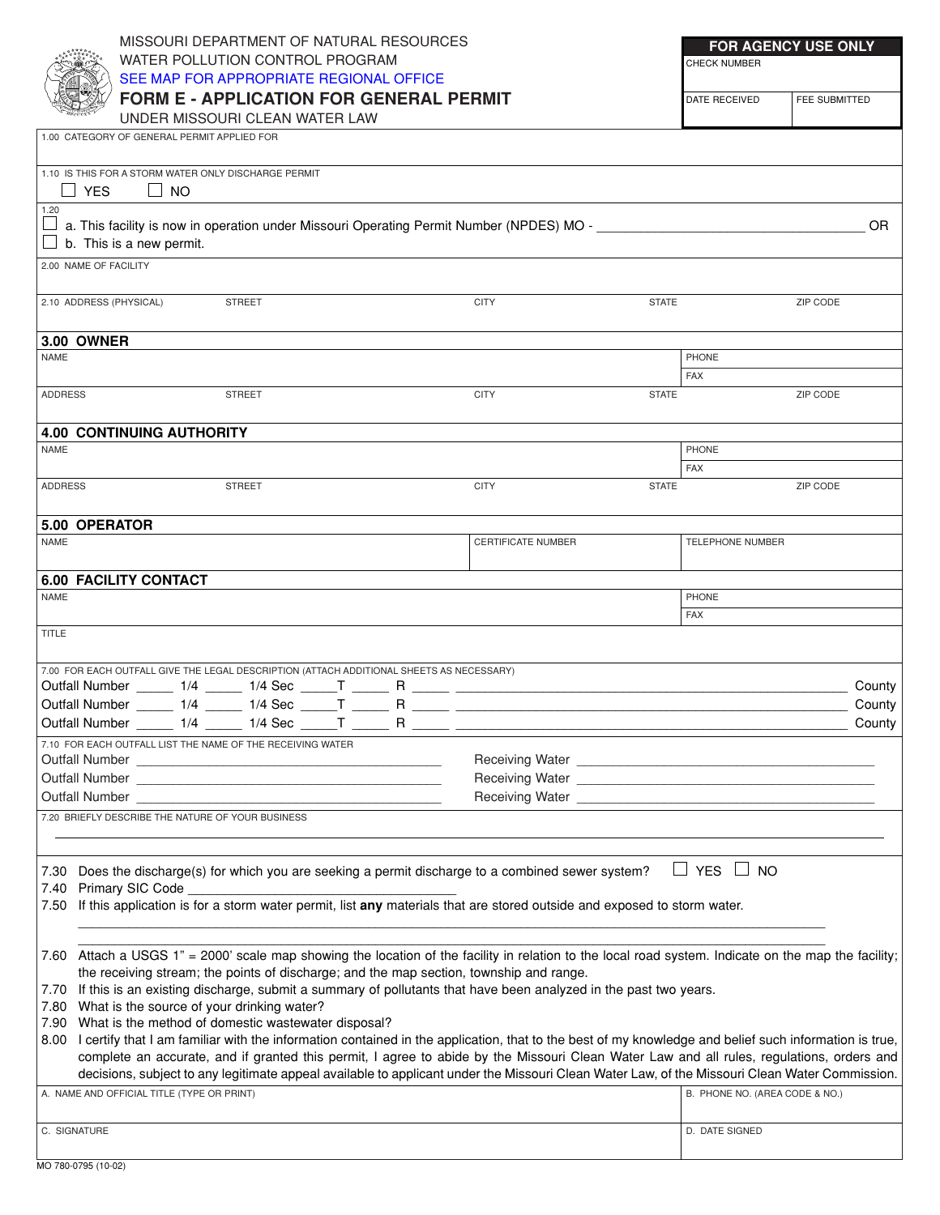MISSOURI DEPARTMENT OF NATURAL RESOURCES
WATER POLLUTION CONTROL PROGRAM
SEE MAP FOR APPROPRIATE REGIONAL OFFICE

# FORM E - APPLICATION FOR GENERAL PERMIT

UNDER MISSOURI CLEAN WATER LAW

| FOR AGENCY USE ONLY | |
|---|---|
| CHECK NUMBER | |
| DATE RECEIVED | FEE SUBMITTED |

1.00 CATEGORY OF GENERAL PERMIT APPLIED FOR

1.10 IS THIS FOR A STORM WATER ONLY DISCHARGE PERMIT
☐ YES ☐ NO

1.20
☐ a. This facility is now in operation under Missouri Operating Permit Number (NPDES) MO - ____________________ OR
☐ b. This is a new permit.

2.00 NAME OF FACILITY

2.10 ADDRESS (PHYSICAL) STREET | CITY | STATE | ZIP CODE

## 3.00 OWNER

NAME | PHONE | FAX

ADDRESS STREET | CITY | STATE | ZIP CODE

## 4.00 CONTINUING AUTHORITY

NAME | PHONE | FAX

ADDRESS STREET | CITY | STATE | ZIP CODE

## 5.00 OPERATOR

NAME | CERTIFICATE NUMBER | TELEPHONE NUMBER

## 6.00 FACILITY CONTACT

NAME | PHONE | FAX

TITLE

7.00 FOR EACH OUTFALL GIVE THE LEGAL DESCRIPTION (ATTACH ADDITIONAL SHEETS AS NECESSARY)

Outfall Number _____ 1/4 _____ 1/4 Sec _____T _____ R _____ ____________________ County
Outfall Number _____ 1/4 _____ 1/4 Sec _____T _____ R _____ ____________________ County
Outfall Number _____ 1/4 _____ 1/4 Sec _____T _____ R _____ ____________________ County

7.10 FOR EACH OUTFALL LIST THE NAME OF THE RECEIVING WATER

Outfall Number ____________________ Receiving Water ____________________
Outfall Number ____________________ Receiving Water ____________________
Outfall Number ____________________ Receiving Water ____________________

7.20 BRIEFLY DESCRIBE THE NATURE OF YOUR BUSINESS

7.30 Does the discharge(s) for which you are seeking a permit discharge to a combined sewer system? ☐ YES ☐ NO

7.40 Primary SIC Code ____________________

7.50 If this application is for a storm water permit, list **any** materials that are stored outside and exposed to storm water.

7.60 Attach a USGS 1" = 2000' scale map showing the location of the facility in relation to the local road system. Indicate on the map the facility; the receiving stream; the points of discharge; and the map section, township and range.

7.70 If this is an existing discharge, submit a summary of pollutants that have been analyzed in the past two years.

7.80 What is the source of your drinking water?

7.90 What is the method of domestic wastewater disposal?

8.00 I certify that I am familiar with the information contained in the application, that to the best of my knowledge and belief such information is true, complete an accurate, and if granted this permit, I agree to abide by the Missouri Clean Water Law and all rules, regulations, orders and decisions, subject to any legitimate appeal available to applicant under the Missouri Clean Water Law, of the Missouri Clean Water Commission.

A. NAME AND OFFICIAL TITLE (TYPE OR PRINT) | B. PHONE NO. (AREA CODE & NO.)

C. SIGNATURE | D. DATE SIGNED

MO 780-0795 (10-02)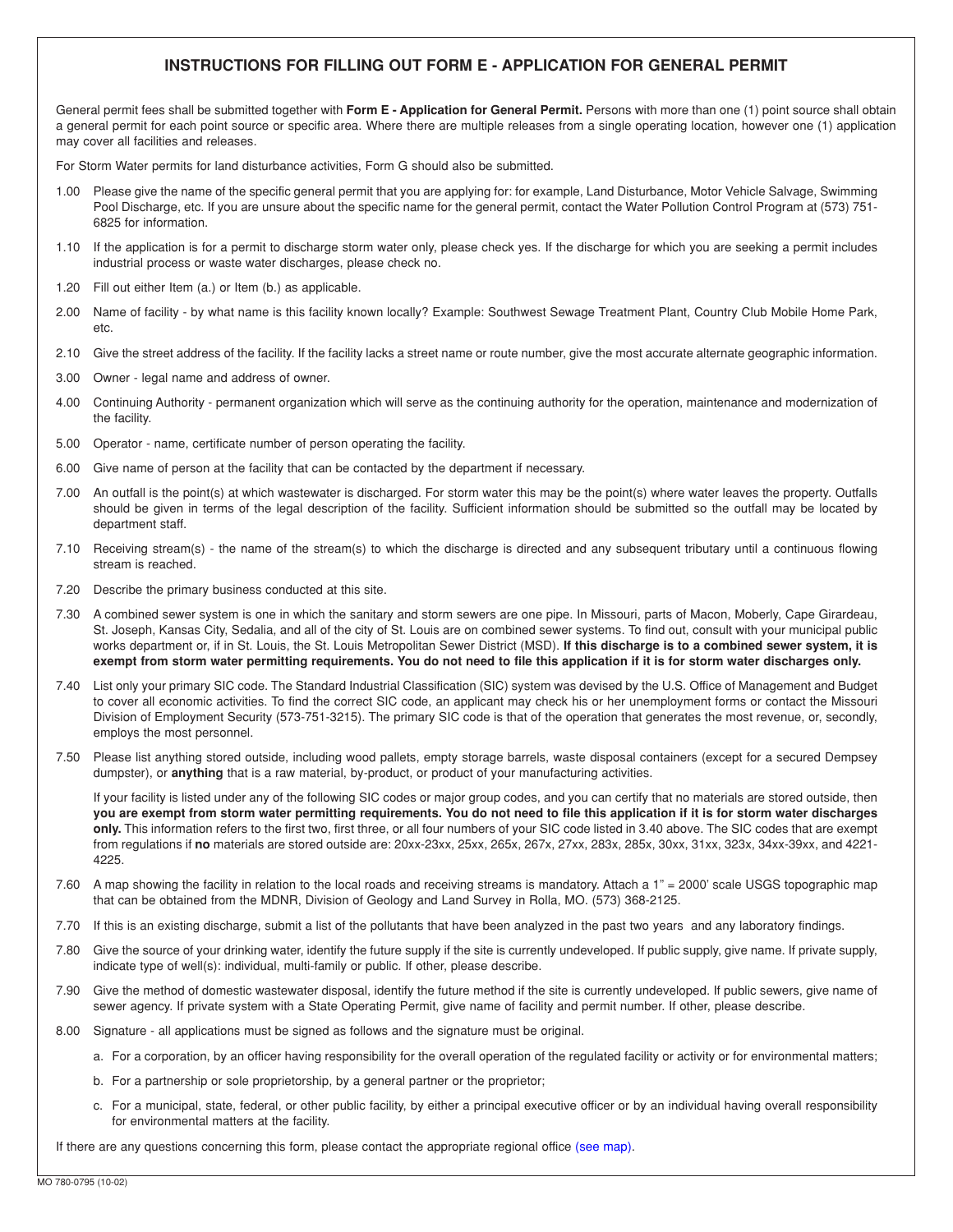# INSTRUCTIONS FOR FILLING OUT FORM E - APPLICATION FOR GENERAL PERMIT

General permit fees shall be submitted together with **Form E - Application for General Permit.** Persons with more than one (1) point source shall obtain a general permit for each point source or specific area. Where there are multiple releases from a single operating location, however one (1) application may cover all facilities and releases.

For Storm Water permits for land disturbance activities, Form G should also be submitted.

1.00 Please give the name of the specific general permit that you are applying for: for example, Land Disturbance, Motor Vehicle Salvage, Swimming Pool Discharge, etc. If you are unsure about the specific name for the general permit, contact the Water Pollution Control Program at (573) 751-6825 for information.

1.10 If the application is for a permit to discharge storm water only, please check yes. If the discharge for which you are seeking a permit includes industrial process or waste water discharges, please check no.

1.20 Fill out either Item (a.) or Item (b.) as applicable.

2.00 Name of facility - by what name is this facility known locally? Example: Southwest Sewage Treatment Plant, Country Club Mobile Home Park, etc.

2.10 Give the street address of the facility. If the facility lacks a street name or route number, give the most accurate alternate geographic information.

3.00 Owner - legal name and address of owner.

4.00 Continuing Authority - permanent organization which will serve as the continuing authority for the operation, maintenance and modernization of the facility.

5.00 Operator - name, certificate number of person operating the facility.

6.00 Give name of person at the facility that can be contacted by the department if necessary.

7.00 An outfall is the point(s) at which wastewater is discharged. For storm water this may be the point(s) where water leaves the property. Outfalls should be given in terms of the legal description of the facility. Sufficient information should be submitted so the outfall may be located by department staff.

7.10 Receiving stream(s) - the name of the stream(s) to which the discharge is directed and any subsequent tributary until a continuous flowing stream is reached.

7.20 Describe the primary business conducted at this site.

7.30 A combined sewer system is one in which the sanitary and storm sewers are one pipe. In Missouri, parts of Macon, Moberly, Cape Girardeau, St. Joseph, Kansas City, Sedalia, and all of the city of St. Louis are on combined sewer systems. To find out, consult with your municipal public works department or, if in St. Louis, the St. Louis Metropolitan Sewer District (MSD). **If this discharge is to a combined sewer system, it is exempt from storm water permitting requirements. You do not need to file this application if it is for storm water discharges only.**

7.40 List only your primary SIC code. The Standard Industrial Classification (SIC) system was devised by the U.S. Office of Management and Budget to cover all economic activities. To find the correct SIC code, an applicant may check his or her unemployment forms or contact the Missouri Division of Employment Security (573-751-3215). The primary SIC code is that of the operation that generates the most revenue, or, secondly, employs the most personnel.

7.50 Please list anything stored outside, including wood pallets, empty storage barrels, waste disposal containers (except for a secured Dempsey dumpster), or **anything** that is a raw material, by-product, or product of your manufacturing activities.

If your facility is listed under any of the following SIC codes or major group codes, and you can certify that no materials are stored outside, then **you are exempt from storm water permitting requirements. You do not need to file this application if it is for storm water discharges only.** This information refers to the first two, first three, or all four numbers of your SIC code listed in 3.40 above. The SIC codes that are exempt from regulations if **no** materials are stored outside are: 20xx-23xx, 25xx, 265x, 267x, 27xx, 283x, 285x, 30xx, 31xx, 323x, 34xx-39xx, and 4221-4225.

7.60 A map showing the facility in relation to the local roads and receiving streams is mandatory. Attach a 1" = 2000' scale USGS topographic map that can be obtained from the MDNR, Division of Geology and Land Survey in Rolla, MO. (573) 368-2125.

7.70 If this is an existing discharge, submit a list of the pollutants that have been analyzed in the past two years and any laboratory findings.

7.80 Give the source of your drinking water, identify the future supply if the site is currently undeveloped. If public supply, give name. If private supply, indicate type of well(s): individual, multi-family or public. If other, please describe.

7.90 Give the method of domestic wastewater disposal, identify the future method if the site is currently undeveloped. If public sewers, give name of sewer agency. If private system with a State Operating Permit, give name of facility and permit number. If other, please describe.

8.00 Signature - all applications must be signed as follows and the signature must be original.

a. For a corporation, by an officer having responsibility for the overall operation of the regulated facility or activity or for environmental matters;

b. For a partnership or sole proprietorship, by a general partner or the proprietor;

c. For a municipal, state, federal, or other public facility, by either a principal executive officer or by an individual having overall responsibility for environmental matters at the facility.

If there are any questions concerning this form, please contact the appropriate regional office (see map).

MO 780-0795 (10-02)